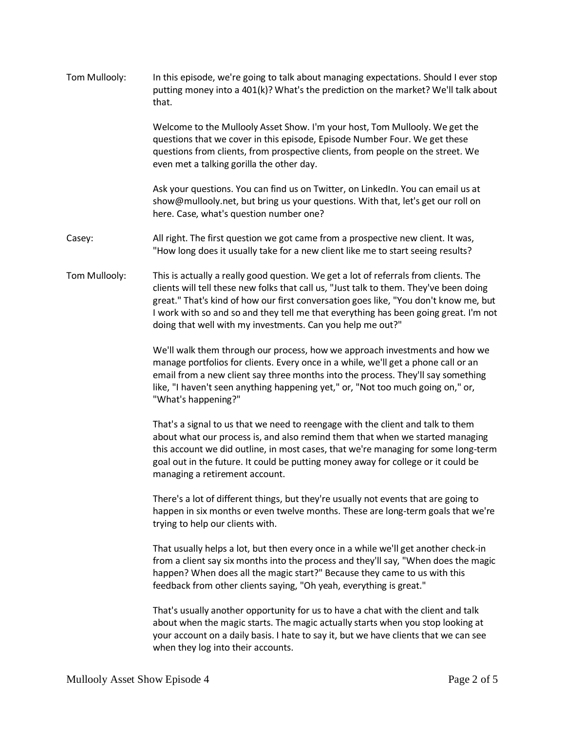**Tom Mullooly:** In this episode, we're going to talk about managing expectations. Should I ever stop putting money into a 401(k)? What's the prediction on the market? We'll talk about that.

Welcome to the Mullooly Asset Show. I'm your host, Tom Mullooly. We get the questions that we cover in this episode, Episode Number Four. We get these questions from clients, from prospective clients, from people on the street. We even met a talking gorilla the other day.

Ask your questions. You can find us on Twitter, on LinkedIn. You can email us at show@mullooly.net, but bring us your questions. With that, let's get our roll on here. Case, what's question number one?

**Casey:** All right. The first question we got came from a prospective new client. It was, "How long does it usually take for a new client like me to start seeing results?

**Tom Mullooly:** This is actually a really good question. We get a lot of referrals from clients. The clients will tell these new folks that call us, "Just talk to them. They've been doing great." That's kind of how our first conversation goes like, "You don't know me, but I work with so and so and they tell me that everything has been going great. I'm not doing that well with my investments. Can you help me out?"

We'll walk them through our process, how we approach investments and how we manage portfolios for clients. Every once in a while, we'll get a phone call or an email from a new client say three months into the process. They'll say something like, "I haven't seen anything happening yet," or, "Not too much going on," or, "What's happening?"

That's a signal to us that we need to reengage with the client and talk to them about what our process is, and also remind them that when we started managing this account we did outline, in most cases, that we're managing for some long-term goal out in the future. It could be putting money away for college or it could be managing a retirement account.

There's a lot of different things, but they're usually not events that are going to happen in six months or even twelve months. These are long-term goals that we're trying to help our clients with.

That usually helps a lot, but then every once in a while we'll get another check-in from a client say six months into the process and they'll say, "When does the magic happen? When does all the magic start?" Because they came to us with this feedback from other clients saying, "Oh yeah, everything is great."

That's usually another opportunity for us to have a chat with the client and talk about when the magic starts. The magic actually starts when you stop looking at your account on a daily basis. I hate to say it, but we have clients that we can see when they log into their accounts.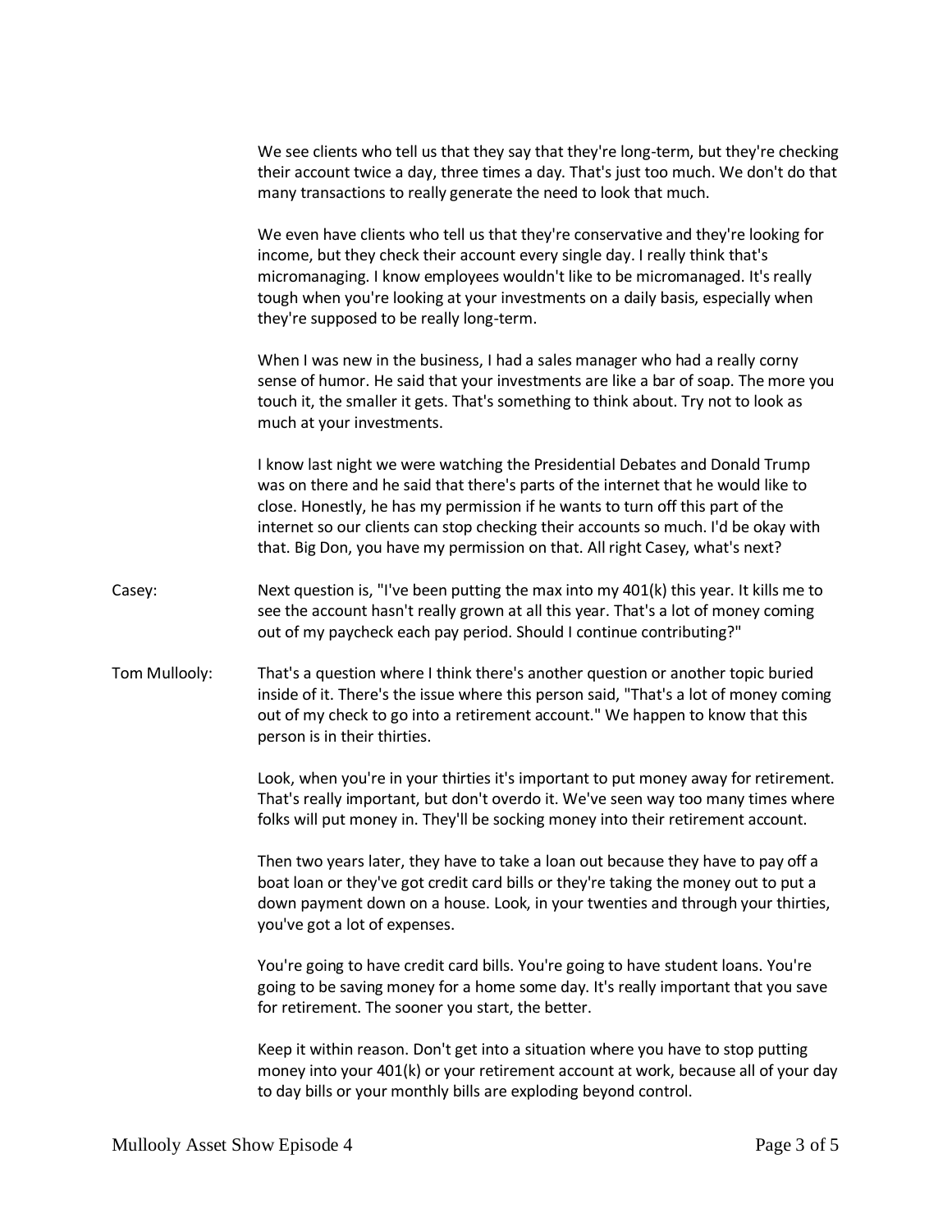We see clients who tell us that they say that they're long-term, but they're checking their account twice a day, three times a day. That's just too much. We don't do that many transactions to really generate the need to look that much.

We even have clients who tell us that they're conservative and they're looking for income, but they check their account every single day. I really think that's micromanaging. I know employees wouldn't like to be micromanaged. It's really tough when you're looking at your investments on a daily basis, especially when they're supposed to be really long-term.

When I was new in the business, I had a sales manager who had a really corny sense of humor. He said that your investments are like a bar of soap. The more you touch it, the smaller it gets. That's something to think about. Try not to look as much at your investments.

I know last night we were watching the Presidential Debates and Donald Trump was on there and he said that there's parts of the internet that he would like to close. Honestly, he has my permission if he wants to turn off this part of the internet so our clients can stop checking their accounts so much. I'd be okay with that. Big Don, you have my permission on that. All right Casey, what's next?

**Casey:** Next question is, "I've been putting the max into my 401(k) this year. It kills me to see the account hasn't really grown at all this year. That's a lot of money coming out of my paycheck each pay period. Should I continue contributing?"

**Tom Mullooly:** That's a question where I think there's another question or another topic buried inside of it. There's the issue where this person said, "That's a lot of money coming out of my check to go into a retirement account." We happen to know that this person is in their thirties.

Look, when you're in your thirties it's important to put money away for retirement. That's really important, but don't overdo it. We've seen way too many times where folks will put money in. They'll be socking money into their retirement account.

Then two years later, they have to take a loan out because they have to pay off a boat loan or they've got credit card bills or they're taking the money out to put a down payment down on a house. Look, in your twenties and through your thirties, you've got a lot of expenses.

You're going to have credit card bills. You're going to have student loans. You're going to be saving money for a home some day. It's really important that you save for retirement. The sooner you start, the better.

Keep it within reason. Don't get into a situation where you have to stop putting money into your 401(k) or your retirement account at work, because all of your day to day bills or your monthly bills are exploding beyond control.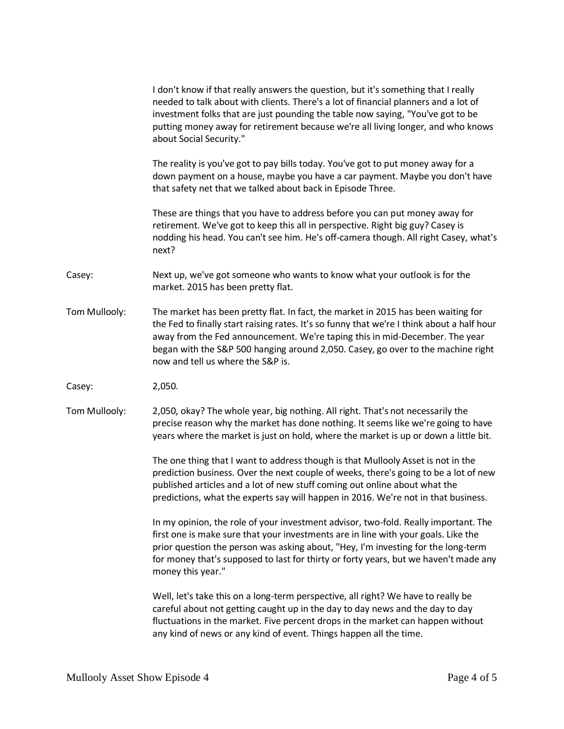I don't know if that really answers the question, but it's something that I really needed to talk about with clients. There's a lot of financial planners and a lot of investment folks that are just pounding the table now saying, "You've got to be putting money away for retirement because we're all living longer, and who knows about Social Security."

The reality is you've got to pay bills today. You've got to put money away for a down payment on a house, maybe you have a car payment. Maybe you don't have that safety net that we talked about back in Episode Three.

These are things that you have to address before you can put money away for retirement. We've got to keep this all in perspective. Right big guy? Casey is nodding his head. You can't see him. He's off-camera though. All right Casey, what's next?

**Casey:** Next up, we've got someone who wants to know what your outlook is for the market. 2015 has been pretty flat.

**Tom Mullooly:** The market has been pretty flat. In fact, the market in 2015 has been waiting for the Fed to finally start raising rates. It's so funny that we're I think about a half hour away from the Fed announcement. We're taping this in mid-December. The year began with the S&P 500 hanging around 2,050. Casey, go over to the machine right now and tell us where the S&P is.

**Casey:** 2,050.

**Tom Mullooly:** 2,050, okay? The whole year, big nothing. All right. That's not necessarily the precise reason why the market has done nothing. It seems like we're going to have years where the market is just on hold, where the market is up or down a little bit.

The one thing that I want to address though is that Mullooly Asset is not in the prediction business. Over the next couple of weeks, there's going to be a lot of new published articles and a lot of new stuff coming out online about what the predictions, what the experts say will happen in 2016. We're not in that business.

In my opinion, the role of your investment advisor, two-fold. Really important. The first one is make sure that your investments are in line with your goals. Like the prior question the person was asking about, "Hey, I'm investing for the long-term for money that's supposed to last for thirty or forty years, but we haven't made any money this year."

Well, let's take this on a long-term perspective, all right? We have to really be careful about not getting caught up in the day to day news and the day to day fluctuations in the market. Five percent drops in the market can happen without any kind of news or any kind of event. Things happen all the time.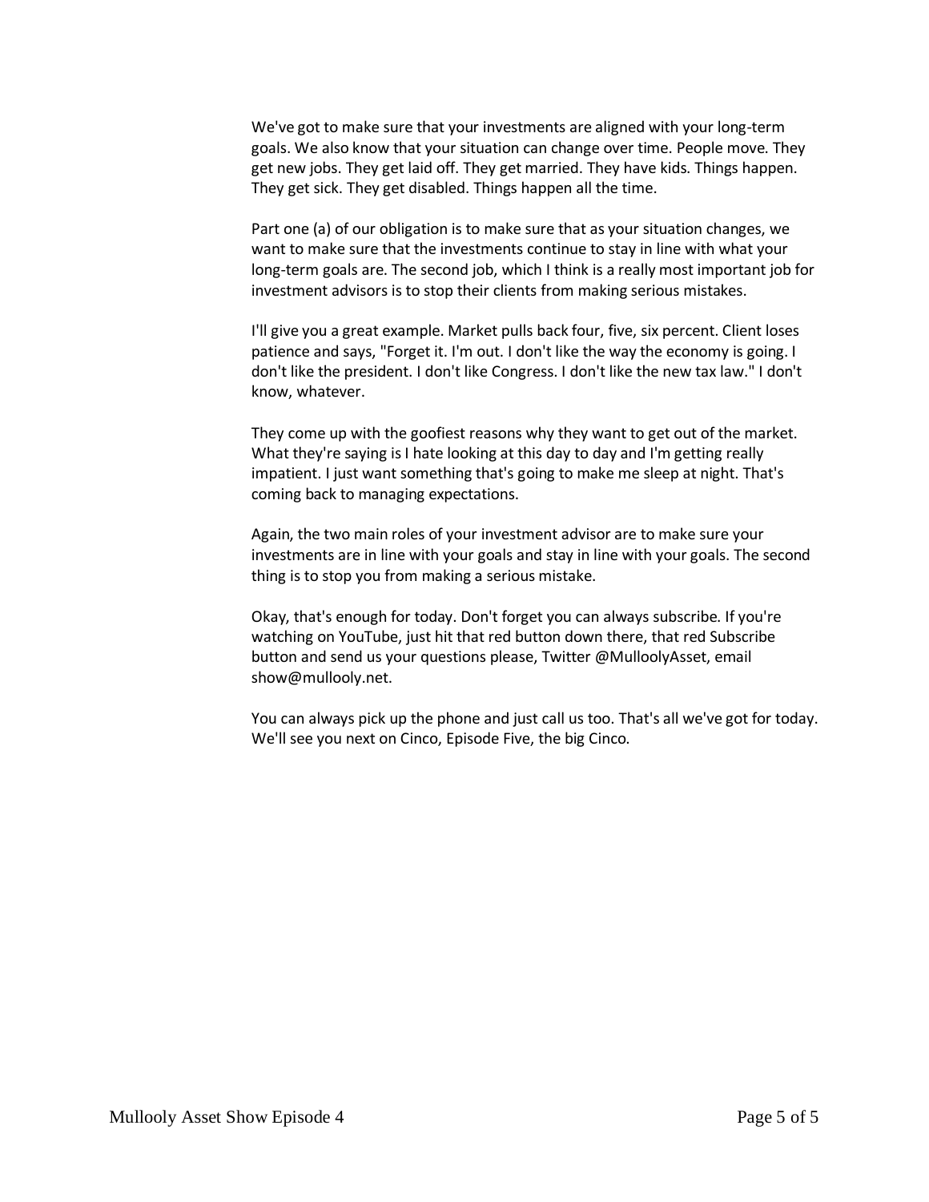We've got to make sure that your investments are aligned with your long-term goals. We also know that your situation can change over time. People move. They get new jobs. They get laid off. They get married. They have kids. Things happen. They get sick. They get disabled. Things happen all the time.

Part one (a) of our obligation is to make sure that as your situation changes, we want to make sure that the investments continue to stay in line with what your long-term goals are. The second job, which I think is a really most important job for investment advisors is to stop their clients from making serious mistakes.

I'll give you a great example. Market pulls back four, five, six percent. Client loses patience and says, "Forget it. I'm out. I don't like the way the economy is going. I don't like the president. I don't like Congress. I don't like the new tax law." I don't know, whatever.

They come up with the goofiest reasons why they want to get out of the market. What they're saying is I hate looking at this day to day and I'm getting really impatient. I just want something that's going to make me sleep at night. That's coming back to managing expectations.

Again, the two main roles of your investment advisor are to make sure your investments are in line with your goals and stay in line with your goals. The second thing is to stop you from making a serious mistake.

Okay, that's enough for today. Don't forget you can always subscribe. If you're watching on YouTube, just hit that red button down there, that red Subscribe button and send us your questions please, Twitter @MulloolyAsset, email show@mullooly.net.

You can always pick up the phone and just call us too. That's all we've got for today. We'll see you next on Cinco, Episode Five, the big Cinco.